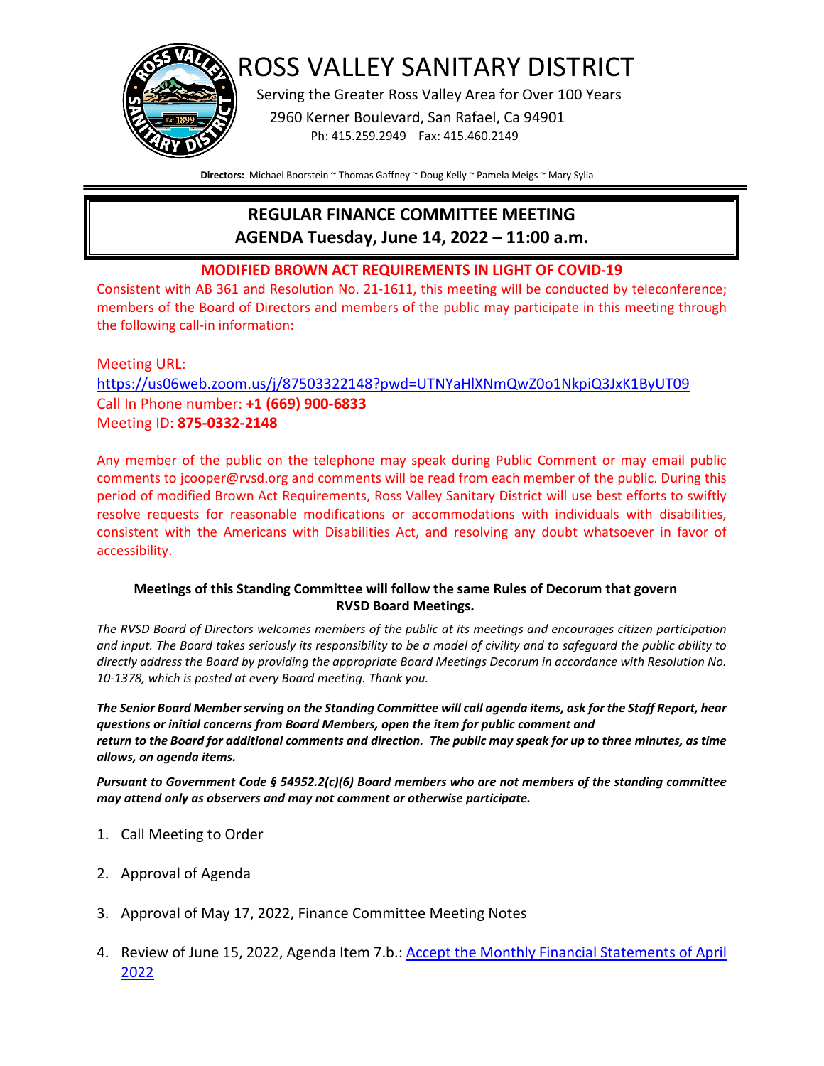# ROSS VALLEY SANITARY DISTRICT

Serving the Greater Ross Valley Area for Over 100 Years

2960 Kerner Boulevard, San Rafael, Ca 94901

Ph: 415.259.2949 Fax: 415.460.2149

**Directors:** Michael Boorstein ~ Thomas Gaffney ~ Doug Kelly ~ Pamela Meigs ~ Mary Sylla

## REGULAR FINANCE COMMITTEE MEETING
## AGENDA Tuesday, June 14, 2022 – 11:00 a.m.

**MODIFIED BROWN ACT REQUIREMENTS IN LIGHT OF COVID-19**

Consistent with AB 361 and Resolution No. 21-1611, this meeting will be conducted by teleconference; members of the Board of Directors and members of the public may participate in this meeting through the following call-in information:

Meeting URL:
https://us06web.zoom.us/j/87503322148?pwd=UTNYaHlXNmQwZ0o1NkpiQ3JxK1ByUT09
Call In Phone number: **+1 (669) 900-6833**
Meeting ID: **875-0332-2148**

Any member of the public on the telephone may speak during Public Comment or may email public comments to jcooper@rvsd.org and comments will be read from each member of the public. During this period of modified Brown Act Requirements, Ross Valley Sanitary District will use best efforts to swiftly resolve requests for reasonable modifications or accommodations with individuals with disabilities, consistent with the Americans with Disabilities Act, and resolving any doubt whatsoever in favor of accessibility.

**Meetings of this Standing Committee will follow the same Rules of Decorum that govern RVSD Board Meetings.**

*The RVSD Board of Directors welcomes members of the public at its meetings and encourages citizen participation and input. The Board takes seriously its responsibility to be a model of civility and to safeguard the public ability to directly address the Board by providing the appropriate Board Meetings Decorum in accordance with Resolution No. 10-1378, which is posted at every Board meeting. Thank you.*

***The Senior Board Member serving on the Standing Committee will call agenda items, ask for the Staff Report, hear questions or initial concerns from Board Members, open the item for public comment and return to the Board for additional comments and direction. The public may speak for up to three minutes, as time allows, on agenda items.***

***Pursuant to Government Code § 54952.2(c)(6) Board members who are not members of the standing committee may attend only as observers and may not comment or otherwise participate.***

1. Call Meeting to Order
2. Approval of Agenda
3. Approval of May 17, 2022, Finance Committee Meeting Notes
4. Review of June 15, 2022, Agenda Item 7.b.: Accept the Monthly Financial Statements of April 2022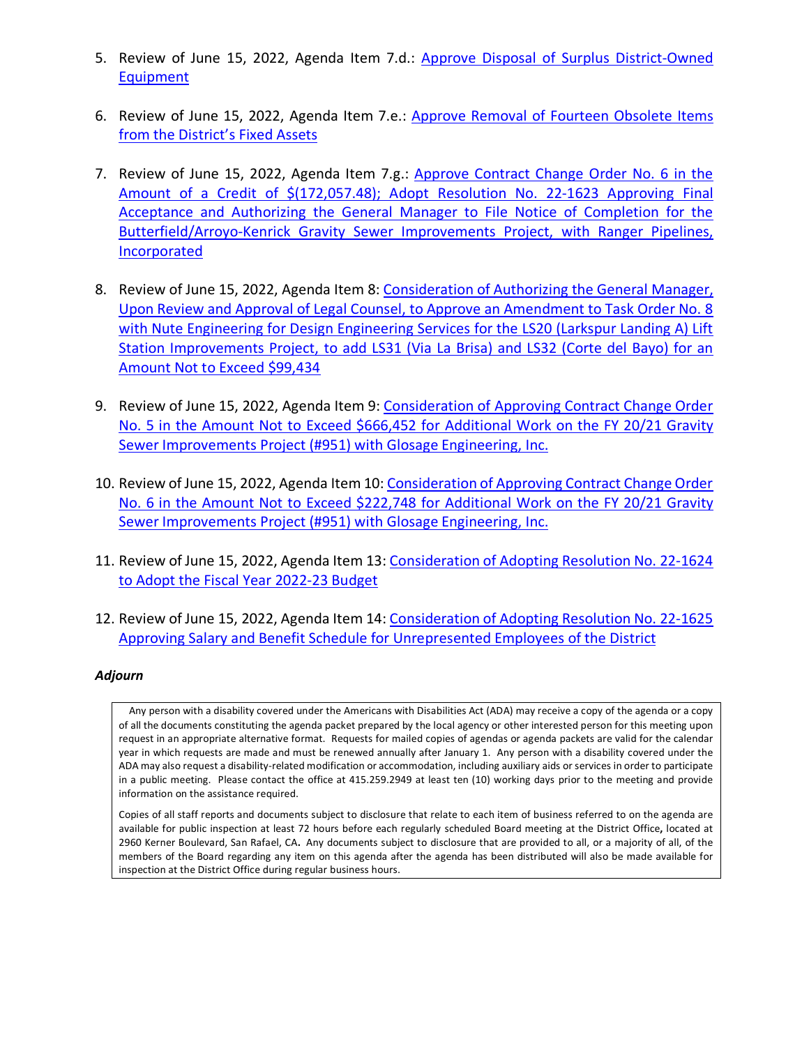5. Review of June 15, 2022, Agenda Item 7.d.: Approve Disposal of Surplus District-Owned Equipment

6. Review of June 15, 2022, Agenda Item 7.e.: Approve Removal of Fourteen Obsolete Items from the District's Fixed Assets

7. Review of June 15, 2022, Agenda Item 7.g.: Approve Contract Change Order No. 6 in the Amount of a Credit of $(172,057.48); Adopt Resolution No. 22-1623 Approving Final Acceptance and Authorizing the General Manager to File Notice of Completion for the Butterfield/Arroyo-Kenrick Gravity Sewer Improvements Project, with Ranger Pipelines, Incorporated

8. Review of June 15, 2022, Agenda Item 8: Consideration of Authorizing the General Manager, Upon Review and Approval of Legal Counsel, to Approve an Amendment to Task Order No. 8 with Nute Engineering for Design Engineering Services for the LS20 (Larkspur Landing A) Lift Station Improvements Project, to add LS31 (Via La Brisa) and LS32 (Corte del Bayo) for an Amount Not to Exceed $99,434

9. Review of June 15, 2022, Agenda Item 9: Consideration of Approving Contract Change Order No. 5 in the Amount Not to Exceed $666,452 for Additional Work on the FY 20/21 Gravity Sewer Improvements Project (#951) with Glosage Engineering, Inc.

10. Review of June 15, 2022, Agenda Item 10: Consideration of Approving Contract Change Order No. 6 in the Amount Not to Exceed $222,748 for Additional Work on the FY 20/21 Gravity Sewer Improvements Project (#951) with Glosage Engineering, Inc.

11. Review of June 15, 2022, Agenda Item 13: Consideration of Adopting Resolution No. 22-1624 to Adopt the Fiscal Year 2022-23 Budget

12. Review of June 15, 2022, Agenda Item 14: Consideration of Adopting Resolution No. 22-1625 Approving Salary and Benefit Schedule for Unrepresented Employees of the District

***Adjourn***

Any person with a disability covered under the Americans with Disabilities Act (ADA) may receive a copy of the agenda or a copy of all the documents constituting the agenda packet prepared by the local agency or other interested person for this meeting upon request in an appropriate alternative format. Requests for mailed copies of agendas or agenda packets are valid for the calendar year in which requests are made and must be renewed annually after January 1. Any person with a disability covered under the ADA may also request a disability-related modification or accommodation, including auxiliary aids or services in order to participate in a public meeting. Please contact the office at 415.259.2949 at least ten (10) working days prior to the meeting and provide information on the assistance required.

Copies of all staff reports and documents subject to disclosure that relate to each item of business referred to on the agenda are available for public inspection at least 72 hours before each regularly scheduled Board meeting at the District Office, located at 2960 Kerner Boulevard, San Rafael, CA. Any documents subject to disclosure that are provided to all, or a majority of all, of the members of the Board regarding any item on this agenda after the agenda has been distributed will also be made available for inspection at the District Office during regular business hours.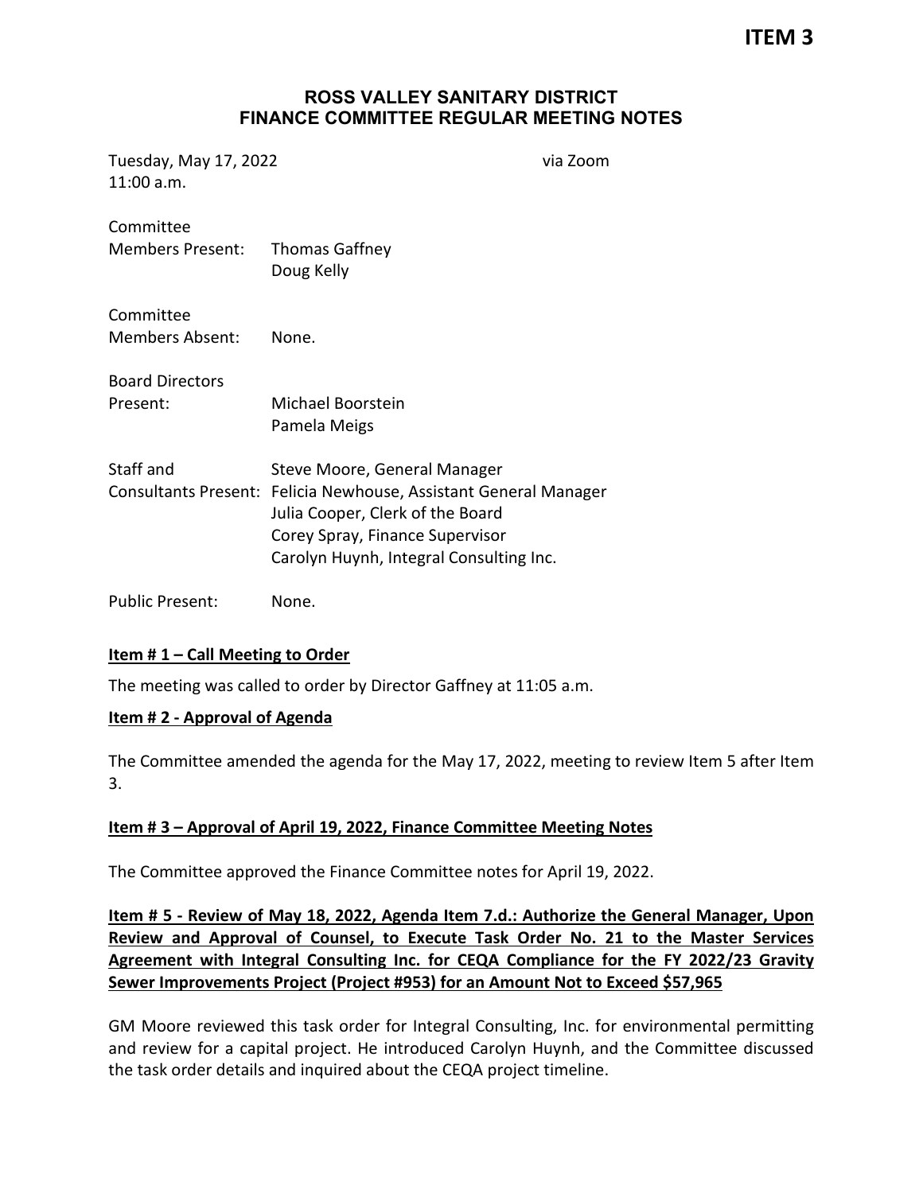**ITEM 3**

# ROSS VALLEY SANITARY DISTRICT
## FINANCE COMMITTEE REGULAR MEETING NOTES

Tuesday, May 17, 2022 via Zoom
11:00 a.m.

Committee Members Present: Thomas Gaffney
Doug Kelly

Committee Members Absent: None.

Board Directors Present: Michael Boorstein
Pamela Meigs

Staff and Consultants Present: Steve Moore, General Manager
Felicia Newhouse, Assistant General Manager
Julia Cooper, Clerk of the Board
Corey Spray, Finance Supervisor
Carolyn Huynh, Integral Consulting Inc.

Public Present: None.

**Item # 1 – Call Meeting to Order**

The meeting was called to order by Director Gaffney at 11:05 a.m.

**Item # 2 - Approval of Agenda**

The Committee amended the agenda for the May 17, 2022, meeting to review Item 5 after Item 3.

**Item # 3 – Approval of April 19, 2022, Finance Committee Meeting Notes**

The Committee approved the Finance Committee notes for April 19, 2022.

**Item # 5 - Review of May 18, 2022, Agenda Item 7.d.: Authorize the General Manager, Upon Review and Approval of Counsel, to Execute Task Order No. 21 to the Master Services Agreement with Integral Consulting Inc. for CEQA Compliance for the FY 2022/23 Gravity Sewer Improvements Project (Project #953) for an Amount Not to Exceed $57,965**

GM Moore reviewed this task order for Integral Consulting, Inc. for environmental permitting and review for a capital project. He introduced Carolyn Huynh, and the Committee discussed the task order details and inquired about the CEQA project timeline.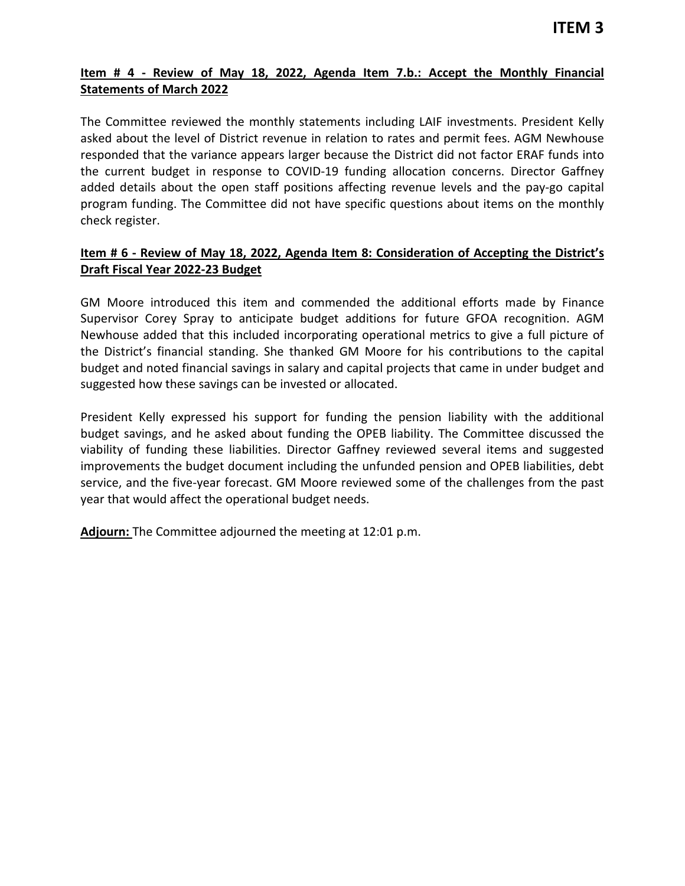**Item # 4 - Review of May 18, 2022, Agenda Item 7.b.: Accept the Monthly Financial Statements of March 2022**

The Committee reviewed the monthly statements including LAIF investments. President Kelly asked about the level of District revenue in relation to rates and permit fees. AGM Newhouse responded that the variance appears larger because the District did not factor ERAF funds into the current budget in response to COVID-19 funding allocation concerns. Director Gaffney added details about the open staff positions affecting revenue levels and the pay-go capital program funding. The Committee did not have specific questions about items on the monthly check register.

**Item # 6 - Review of May 18, 2022, Agenda Item 8: Consideration of Accepting the District's Draft Fiscal Year 2022-23 Budget**

GM Moore introduced this item and commended the additional efforts made by Finance Supervisor Corey Spray to anticipate budget additions for future GFOA recognition. AGM Newhouse added that this included incorporating operational metrics to give a full picture of the District's financial standing. She thanked GM Moore for his contributions to the capital budget and noted financial savings in salary and capital projects that came in under budget and suggested how these savings can be invested or allocated.

President Kelly expressed his support for funding the pension liability with the additional budget savings, and he asked about funding the OPEB liability. The Committee discussed the viability of funding these liabilities. Director Gaffney reviewed several items and suggested improvements the budget document including the unfunded pension and OPEB liabilities, debt service, and the five-year forecast. GM Moore reviewed some of the challenges from the past year that would affect the operational budget needs.

**Adjourn:** The Committee adjourned the meeting at 12:01 p.m.